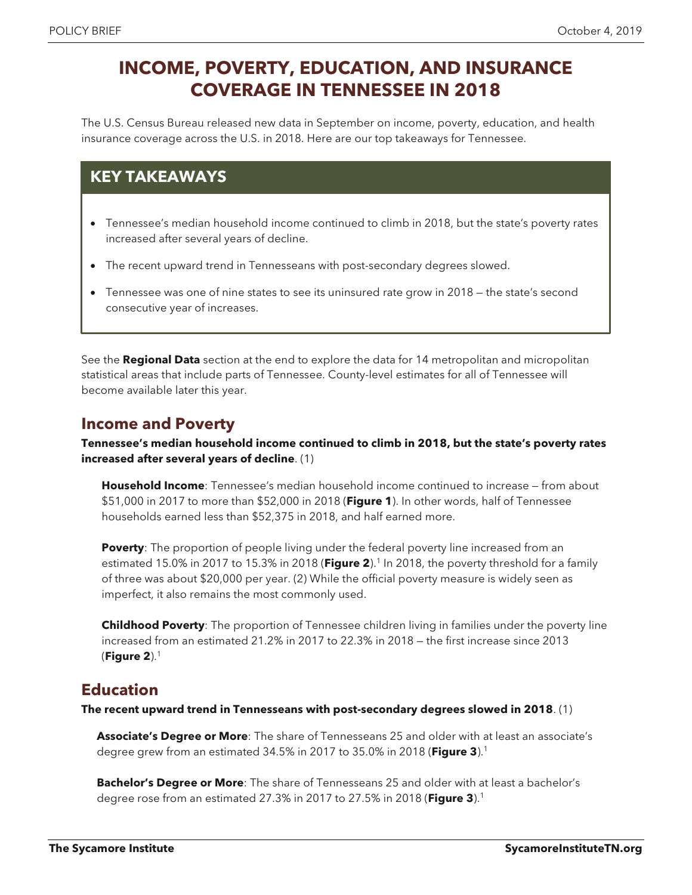# INCOME, POVERTY, EDUCATION, AND INSURANCE COVERAGE IN TENNESSEE IN 2018

The U.S. Census Bureau released new data in September on income, poverty, education, and health insurance coverage across the U.S. in 2018. Here are our top takeaways for Tennessee.

## KEY TAKEAWAYS

- Tennessee's median household income continued to climb in 2018, but the state's poverty rates increased after several years of decline.
- The recent upward trend in Tennesseans with post-secondary degrees slowed.
- Tennessee was one of nine states to see its uninsured rate grow in 2018 — the state's second consecutive year of increases.

See the **Regional Data** section at the end to explore the data for 14 metropolitan and micropolitan statistical areas that include parts of Tennessee. County-level estimates for all of Tennessee will become available later this year.

## Income and Poverty

**Tennessee's median household income continued to climb in 2018, but the state's poverty rates increased after several years of decline**. (1)

**Household Income**: Tennessee's median household income continued to increase — from about $51,000 in 2017 to more than $52,000 in 2018 (**Figure 1**). In other words, half of Tennessee households earned less than $52,375 in 2018, and half earned more.

**Poverty**: The proportion of people living under the federal poverty line increased from an estimated 15.0% in 2017 to 15.3% in 2018 (**Figure 2**).[1] In 2018, the poverty threshold for a family of three was about $20,000 per year. (2) While the official poverty measure is widely seen as imperfect, it also remains the most commonly used.

**Childhood Poverty**: The proportion of Tennessee children living in families under the poverty line increased from an estimated 21.2% in 2017 to 22.3% in 2018 — the first increase since 2013 (**Figure 2**).[1]

## Education

**The recent upward trend in Tennesseans with post-secondary degrees slowed in 2018**. (1)

**Associate's Degree or More**: The share of Tennesseans 25 and older with at least an associate's degree grew from an estimated 34.5% in 2017 to 35.0% in 2018 (**Figure 3**).[1]

**Bachelor's Degree or More**: The share of Tennesseans 25 and older with at least a bachelor's degree rose from an estimated 27.3% in 2017 to 27.5% in 2018 (**Figure 3**).[1]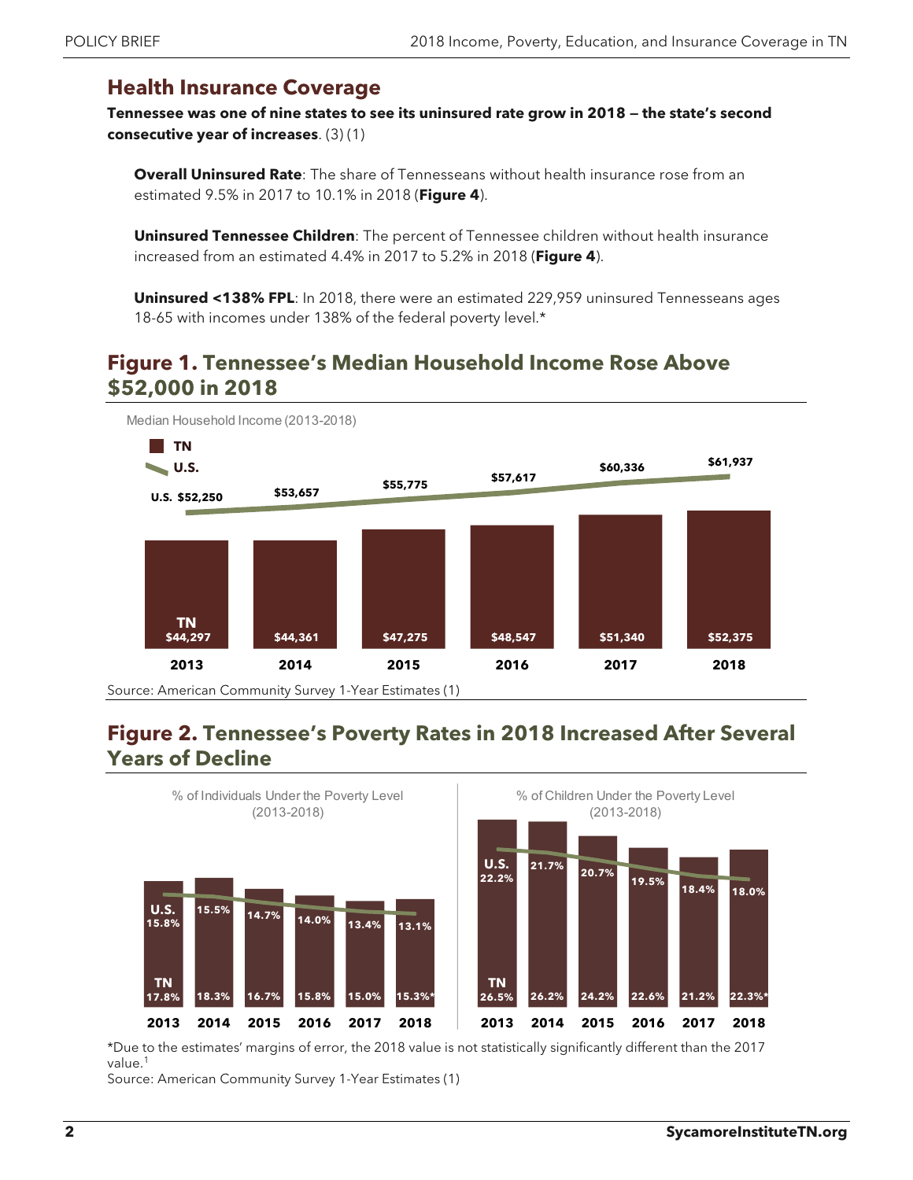## Health Insurance Coverage

**Tennessee was one of nine states to see its uninsured rate grow in 2018 — the state's second consecutive year of increases**. (3) (1)

**Overall Uninsured Rate**: The share of Tennesseans without health insurance rose from an estimated 9.5% in 2017 to 10.1% in 2018 (**Figure 4**).

**Uninsured Tennessee Children**: The percent of Tennessee children without health insurance increased from an estimated 4.4% in 2017 to 5.2% in 2018 (**Figure 4**).

**Uninsured <138% FPL**: In 2018, there were an estimated 229,959 uninsured Tennesseans ages 18-65 with incomes under 138% of the federal poverty level.*

## Figure 1. Tennessee's Median Household Income Rose Above $52,000 in 2018

Median Household Income (2013-2018)

| Year | TN | U.S. |
|---|---|---|
| 2013 | $44,297 | $52,250 |
| 2014 | $44,361 | $53,657 |
| 2015 | $47,275 | $55,775 |
| 2016 | $48,547 | $57,617 |
| 2017 | $51,340 | $60,336 |
| 2018 | $52,375 | $61,937 |

Source: American Community Survey 1-Year Estimates (1)

## Figure 2. Tennessee's Poverty Rates in 2018 Increased After Several Years of Decline

% of Individuals Under the Poverty Level (2013-2018)

| Year | TN | U.S. |
|---|---|---|
| 2013 | 17.8% | 15.8% |
| 2014 | 18.3% | 15.5% |
| 2015 | 16.7% | 14.7% |
| 2016 | 15.8% | 14.0% |
| 2017 | 15.0% | 13.4% |
| 2018 | 15.3%* | 13.1% |

% of Children Under the Poverty Level (2013-2018)

| Year | TN | U.S. |
|---|---|---|
| 2013 | 26.5% | 22.2% |
| 2014 | 26.2% | 21.7% |
| 2015 | 24.2% | 20.7% |
| 2016 | 22.6% | 19.5% |
| 2017 | 21.2% | 18.4% |
| 2018 | 22.3%* | 18.0% |

*Due to the estimates' margins of error, the 2018 value is not statistically significantly different than the 2017 value.[1]

Source: American Community Survey 1-Year Estimates (1)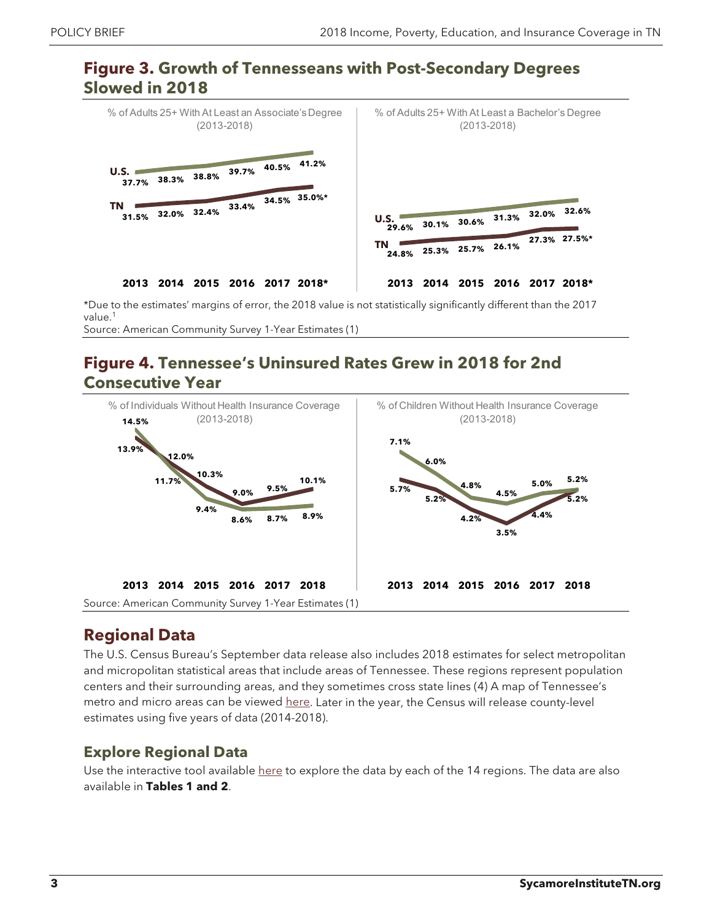## **Figure 3.** Growth of Tennesseans with Post-Secondary Degrees Slowed in 2018

% of Adults 25+ With At Least an Associate's Degree (2013-2018)

| | 2013 | 2014 | 2015 | 2016 | 2017 | 2018* |
|---|---|---|---|---|---|---|
| U.S. | 37.7% | 38.3% | 38.8% | 39.7% | 40.5% | 41.2% |
| TN | 31.5% | 32.0% | 32.4% | 33.4% | 34.5% | 35.0%* |

% of Adults 25+ With At Least a Bachelor's Degree (2013-2018)

| | 2013 | 2014 | 2015 | 2016 | 2017 | 2018* |
|---|---|---|---|---|---|---|
| U.S. | 29.6% | 30.1% | 30.6% | 31.3% | 32.0% | 32.6% |
| TN | 24.8% | 25.3% | 25.7% | 26.1% | 27.3% | 27.5%* |

*Due to the estimates' margins of error, the 2018 value is not statistically significantly different than the 2017 value.[1]

Source: American Community Survey 1-Year Estimates (1)

## **Figure 4.** Tennessee's Uninsured Rates Grew in 2018 for 2nd Consecutive Year

% of Individuals Without Health Insurance Coverage (2013-2018)

| | 2013 | 2014 | 2015 | 2016 | 2017 | 2018 |
|---|---|---|---|---|---|---|
| U.S. | 14.5% | 11.7% | 9.4% | 8.6% | 8.7% | 8.9% |
| TN | 13.9% | 12.0% | 10.3% | 9.0% | 9.5% | 10.1% |

% of Children Without Health Insurance Coverage (2013-2018)

| | 2013 | 2014 | 2015 | 2016 | 2017 | 2018 |
|---|---|---|---|---|---|---|
| U.S. | 7.1% | 6.0% | 4.8% | 4.5% | 5.0% | 5.2% |
| TN | 5.7% | 5.2% | 4.2% | 3.5% | 4.4% | 5.2% |

Source: American Community Survey 1-Year Estimates (1)

## Regional Data

The U.S. Census Bureau's September data release also includes 2018 estimates for select metropolitan and micropolitan statistical areas that include areas of Tennessee. These regions represent population centers and their surrounding areas, and they sometimes cross state lines (4) A map of Tennessee's metro and micro areas can be viewed here. Later in the year, the Census will release county-level estimates using five years of data (2014-2018).

### Explore Regional Data

Use the interactive tool available here to explore the data by each of the 14 regions. The data are also available in **Tables 1 and 2**.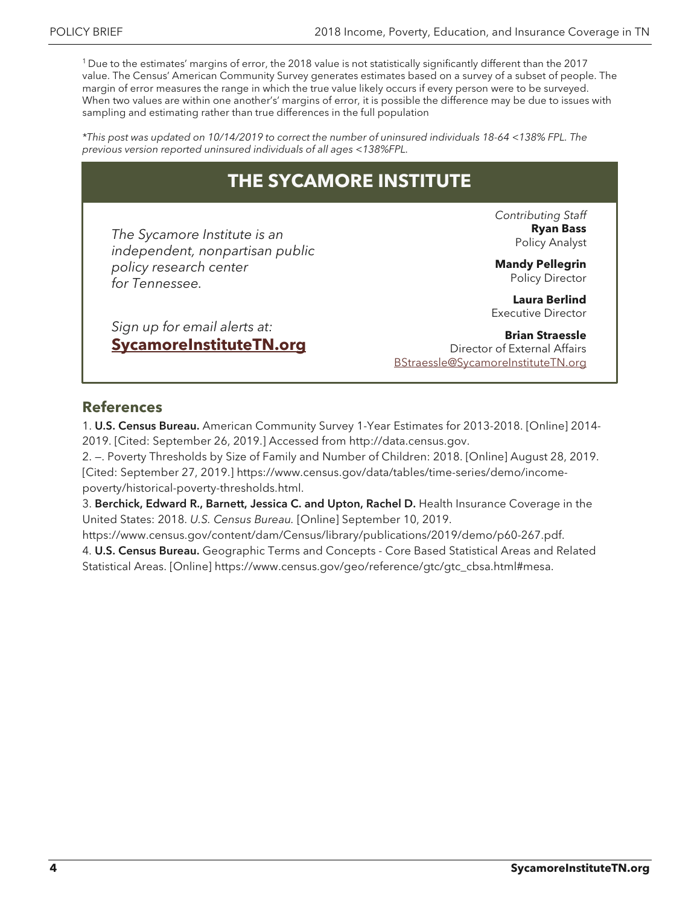[1] Due to the estimates' margins of error, the 2018 value is not statistically significantly different than the 2017 value. The Census' American Community Survey generates estimates based on a survey of a subset of people. The margin of error measures the range in which the true value likely occurs if every person were to be surveyed. When two values are within one another's' margins of error, it is possible the difference may be due to issues with sampling and estimating rather than true differences in the full population

*This post was updated on 10/14/2019 to correct the number of uninsured individuals 18-64 <138% FPL. The previous version reported uninsured individuals of all ages <138%FPL.*

## THE SYCAMORE INSTITUTE

*The Sycamore Institute is an independent, nonpartisan public policy research center for Tennessee.*

*Sign up for email alerts at:*
**SycamoreInstituteTN.org**

*Contributing Staff*

**Ryan Bass**
Policy Analyst

**Mandy Pellegrin**
Policy Director

**Laura Berlind**
Executive Director

**Brian Straessle**
Director of External Affairs
BStraessle@SycamoreInstituteTN.org

## References

1. **U.S. Census Bureau.** American Community Survey 1-Year Estimates for 2013-2018. [Online] 2014-2019. [Cited: September 26, 2019.] Accessed from http://data.census.gov.
2. —. Poverty Thresholds by Size of Family and Number of Children: 2018. [Online] August 28, 2019. [Cited: September 27, 2019.] https://www.census.gov/data/tables/time-series/demo/income-poverty/historical-poverty-thresholds.html.
3. **Berchick, Edward R., Barnett, Jessica C. and Upton, Rachel D.** Health Insurance Coverage in the United States: 2018. *U.S. Census Bureau.* [Online] September 10, 2019. https://www.census.gov/content/dam/Census/library/publications/2019/demo/p60-267.pdf.
4. **U.S. Census Bureau.** Geographic Terms and Concepts - Core Based Statistical Areas and Related Statistical Areas. [Online] https://www.census.gov/geo/reference/gtc/gtc_cbsa.html#mesa.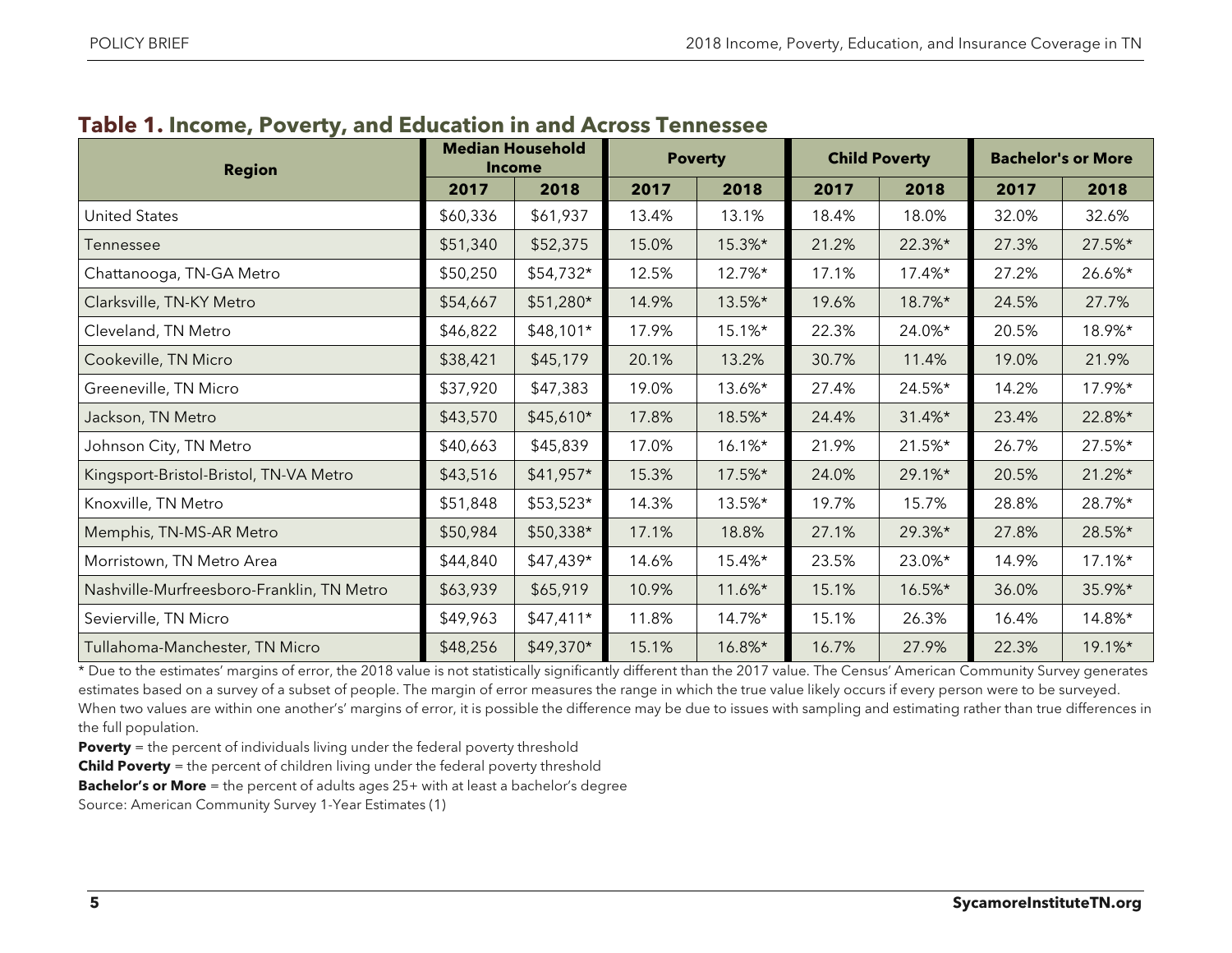## **Table 1.** Income, Poverty, and Education in and Across Tennessee

| Region | Median Household Income | | Poverty | | Child Poverty | | Bachelor's or More | |
|---|---|---|---|---|---|---|---|---|
| | 2017 | 2018 | 2017 | 2018 | 2017 | 2018 | 2017 | 2018 |
| United States | $60,336 | $61,937 | 13.4% | 13.1% | 18.4% | 18.0% | 32.0% | 32.6% |
| Tennessee | $51,340 | $52,375 | 15.0% | 15.3%* | 21.2% | 22.3%* | 27.3% | 27.5%* |
| Chattanooga, TN-GA Metro | $50,250 | $54,732* | 12.5% | 12.7%* | 17.1% | 17.4%* | 27.2% | 26.6%* |
| Clarksville, TN-KY Metro | $54,667 | $51,280* | 14.9% | 13.5%* | 19.6% | 18.7%* | 24.5% | 27.7% |
| Cleveland, TN Metro | $46,822 | $48,101* | 17.9% | 15.1%* | 22.3% | 24.0%* | 20.5% | 18.9%* |
| Cookeville, TN Micro | $38,421 | $45,179 | 20.1% | 13.2% | 30.7% | 11.4% | 19.0% | 21.9% |
| Greeneville, TN Micro | $37,920 | $47,383 | 19.0% | 13.6%* | 27.4% | 24.5%* | 14.2% | 17.9%* |
| Jackson, TN Metro | $43,570 | $45,610* | 17.8% | 18.5%* | 24.4% | 31.4%* | 23.4% | 22.8%* |
| Johnson City, TN Metro | $40,663 | $45,839 | 17.0% | 16.1%* | 21.9% | 21.5%* | 26.7% | 27.5%* |
| Kingsport-Bristol-Bristol, TN-VA Metro | $43,516 | $41,957* | 15.3% | 17.5%* | 24.0% | 29.1%* | 20.5% | 21.2%* |
| Knoxville, TN Metro | $51,848 | $53,523* | 14.3% | 13.5%* | 19.7% | 15.7% | 28.8% | 28.7%* |
| Memphis, TN-MS-AR Metro | $50,984 | $50,338* | 17.1% | 18.8% | 27.1% | 29.3%* | 27.8% | 28.5%* |
| Morristown, TN Metro Area | $44,840 | $47,439* | 14.6% | 15.4%* | 23.5% | 23.0%* | 14.9% | 17.1%* |
| Nashville-Murfreesboro-Franklin, TN Metro | $63,939 | $65,919 | 10.9% | 11.6%* | 15.1% | 16.5%* | 36.0% | 35.9%* |
| Sevierville, TN Micro | $49,963 | $47,411* | 11.8% | 14.7%* | 15.1% | 26.3% | 16.4% | 14.8%* |
| Tullahoma-Manchester, TN Micro | $48,256 | $49,370* | 15.1% | 16.8%* | 16.7% | 27.9% | 22.3% | 19.1%* |

* Due to the estimates' margins of error, the 2018 value is not statistically significantly different than the 2017 value. The Census' American Community Survey generates estimates based on a survey of a subset of people. The margin of error measures the range in which the true value likely occurs if every person were to be surveyed. When two values are within one another's' margins of error, it is possible the difference may be due to issues with sampling and estimating rather than true differences in the full population.

**Poverty** = the percent of individuals living under the federal poverty threshold

**Child Poverty** = the percent of children living under the federal poverty threshold

**Bachelor's or More** = the percent of adults ages 25+ with at least a bachelor's degree

Source: American Community Survey 1-Year Estimates (1)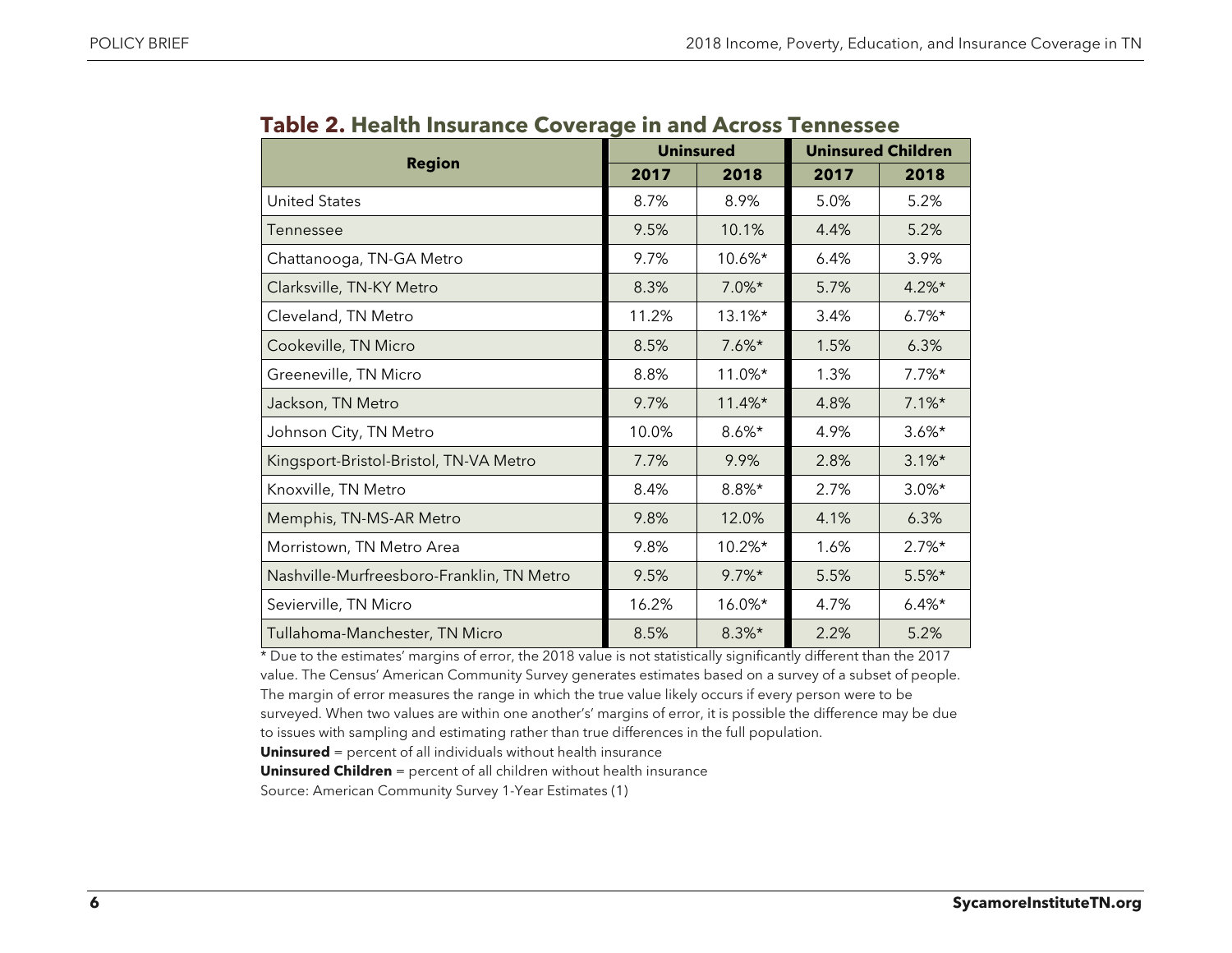**Table 2. Health Insurance Coverage in and Across Tennessee**

| Region | Uninsured | | Uninsured Children | |
|---|---|---|---|---|
| | 2017 | 2018 | 2017 | 2018 |
| United States | 8.7% | 8.9% | 5.0% | 5.2% |
| Tennessee | 9.5% | 10.1% | 4.4% | 5.2% |
| Chattanooga, TN-GA Metro | 9.7% | 10.6%* | 6.4% | 3.9% |
| Clarksville, TN-KY Metro | 8.3% | 7.0%* | 5.7% | 4.2%* |
| Cleveland, TN Metro | 11.2% | 13.1%* | 3.4% | 6.7%* |
| Cookeville, TN Micro | 8.5% | 7.6%* | 1.5% | 6.3% |
| Greeneville, TN Micro | 8.8% | 11.0%* | 1.3% | 7.7%* |
| Jackson, TN Metro | 9.7% | 11.4%* | 4.8% | 7.1%* |
| Johnson City, TN Metro | 10.0% | 8.6%* | 4.9% | 3.6%* |
| Kingsport-Bristol-Bristol, TN-VA Metro | 7.7% | 9.9% | 2.8% | 3.1%* |
| Knoxville, TN Metro | 8.4% | 8.8%* | 2.7% | 3.0%* |
| Memphis, TN-MS-AR Metro | 9.8% | 12.0% | 4.1% | 6.3% |
| Morristown, TN Metro Area | 9.8% | 10.2%* | 1.6% | 2.7%* |
| Nashville-Murfreesboro-Franklin, TN Metro | 9.5% | 9.7%* | 5.5% | 5.5%* |
| Sevierville, TN Micro | 16.2% | 16.0%* | 4.7% | 6.4%* |
| Tullahoma-Manchester, TN Micro | 8.5% | 8.3%* | 2.2% | 5.2% |

* Due to the estimates' margins of error, the 2018 value is not statistically significantly different than the 2017 value. The Census' American Community Survey generates estimates based on a survey of a subset of people. The margin of error measures the range in which the true value likely occurs if every person were to be surveyed. When two values are within one another's' margins of error, it is possible the difference may be due to issues with sampling and estimating rather than true differences in the full population.

**Uninsured** = percent of all individuals without health insurance

**Uninsured Children** = percent of all children without health insurance

Source: American Community Survey 1-Year Estimates (1)